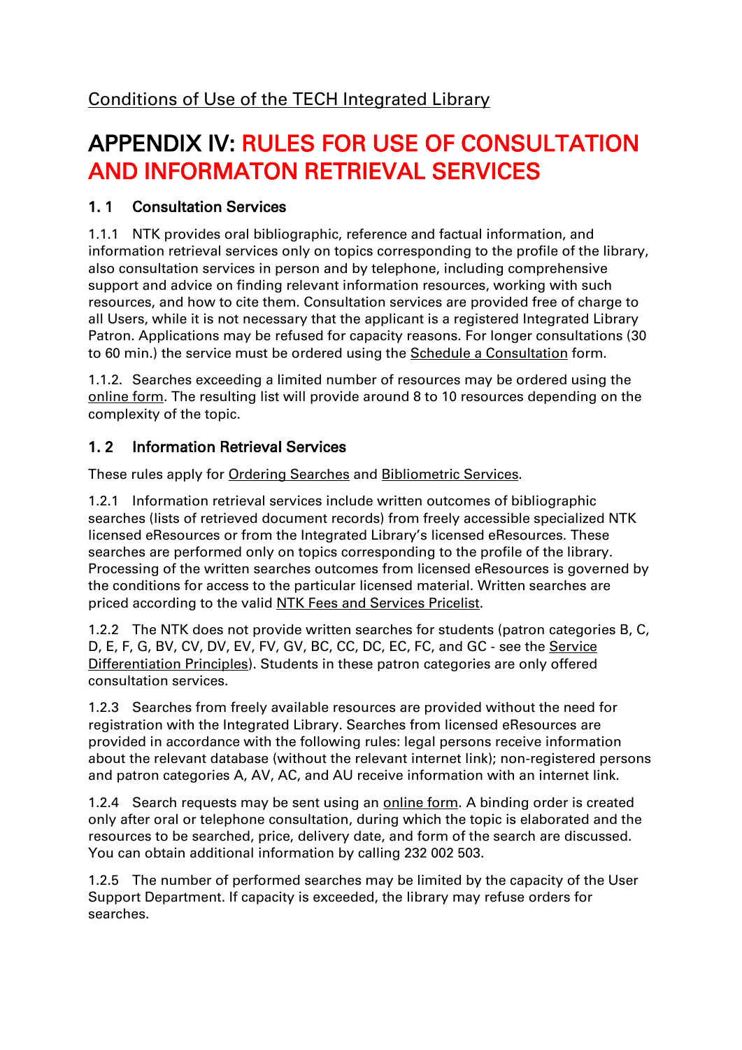Conditions of Use of the TECH Integrated Library

# APPENDIX IV: RULES FOR USE OF CONSULTATION AND INFORMATON RETRIEVAL SERVICES

## 1. 1 Consultation Services

1.1.1 NTK provides oral bibliographic, reference and factual information, and information retrieval services only on topics corresponding to the profile of the library, also consultation services in person and by telephone, including comprehensive support and advice on finding relevant information resources, working with such resources, and how to cite them. Consultation services are provided free of charge to all Users, while it is not necessary that the applicant is a registered Integrated Library Patron. Applications may be refused for capacity reasons. For longer consultations (30 to 60 min.) the service must be ordered using the Schedule a Consultation form.

1.1.2. Searches exceeding a limited number of resources may be ordered using the online form. The resulting list will provide around 8 to 10 resources depending on the complexity of the topic.

## 1. 2 Information Retrieval Services

These rules apply for Ordering Searches and Bibliometric Services.

1.2.1 Information retrieval services include written outcomes of bibliographic searches (lists of retrieved document records) from freely accessible specialized NTK licensed eResources or from the Integrated Library's licensed eResources. These searches are performed only on topics corresponding to the profile of the library. Processing of the written searches outcomes from licensed eResources is governed by the conditions for access to the particular licensed material. Written searches are priced according to the valid NTK Fees and Services Pricelist.

1.2.2 The NTK does not provide written searches for students (patron categories B, C, D, E, F, G, BV, CV, DV, EV, FV, GV, BC, CC, DC, EC, FC, and GC - see the Service Differentiation Principles). Students in these patron categories are only offered consultation services.

1.2.3 Searches from freely available resources are provided without the need for registration with the Integrated Library. Searches from licensed eResources are provided in accordance with the following rules: legal persons receive information about the relevant database (without the relevant internet link); non-registered persons and patron categories A, AV, AC, and AU receive information with an internet link.

1.2.4 Search requests may be sent using an online form. A binding order is created only after oral or telephone consultation, during which the topic is elaborated and the resources to be searched, price, delivery date, and form of the search are discussed. You can obtain additional information by calling 232 002 503.

1.2.5 The number of performed searches may be limited by the capacity of the User Support Department. If capacity is exceeded, the library may refuse orders for searches.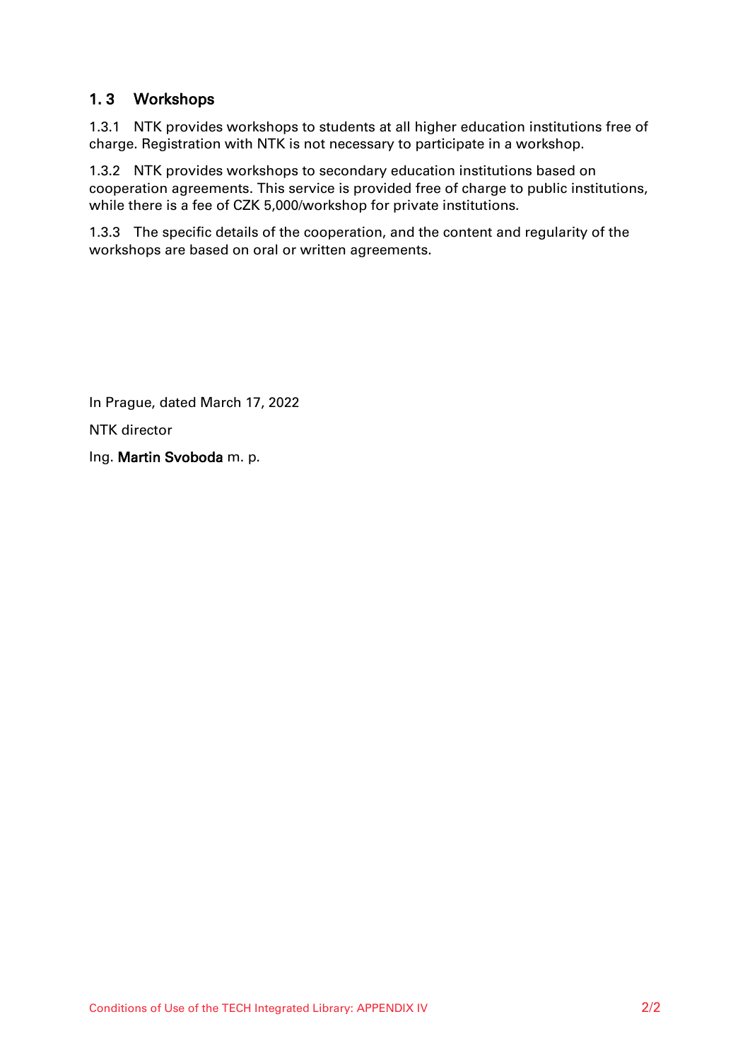## 1. 3 Workshops

1.3.1 NTK provides workshops to students at all higher education institutions free of charge. Registration with NTK is not necessary to participate in a workshop.

1.3.2 NTK provides workshops to secondary education institutions based on cooperation agreements. This service is provided free of charge to public institutions, while there is a fee of CZK 5,000/workshop for private institutions.

1.3.3 The specific details of the cooperation, and the content and regularity of the workshops are based on oral or written agreements.

In Prague, dated March 17, 2022

NTK director

Ing. **Martin Svoboda** m. p.